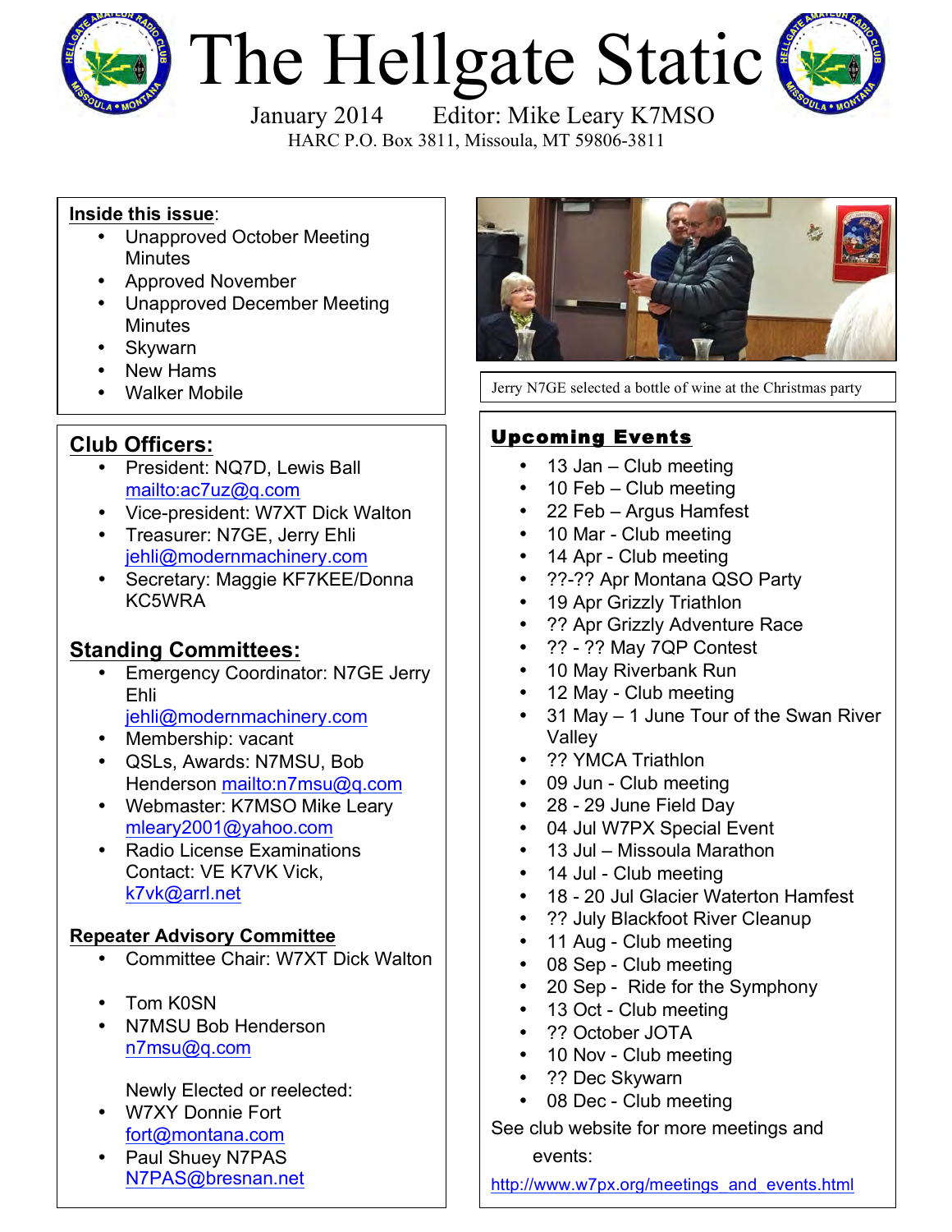# The Hellgate Static

January 2014 Editor: Mike Leary K7MSO

HARC P.O. Box 3811, Missoula, MT 59806-3811

**Inside this issue**:

- Unapproved October Meeting Minutes
- Approved November
- Unapproved December Meeting Minutes
- Skywarn
- New Hams
- Walker Mobile

Jerry N7GE selected a bottle of wine at the Christmas party

## Club Officers:

- President: NQ7D, Lewis Ball mailto:ac7uz@q.com
- Vice-president: W7XT Dick Walton
- Treasurer: N7GE, Jerry Ehli jehli@modernmachinery.com
- Secretary: Maggie KF7KEE/Donna KC5WRA

## Standing Committees:

- Emergency Coordinator: N7GE Jerry Ehli jehli@modernmachinery.com
- Membership: vacant
- QSLs, Awards: N7MSU, Bob Henderson mailto:n7msu@q.com
- Webmaster: K7MSO Mike Leary mleary2001@yahoo.com
- Radio License Examinations Contact: VE K7VK Vick, k7vk@arrl.net

### Repeater Advisory Committee

- Committee Chair: W7XT Dick Walton

- Tom K0SN
- N7MSU Bob Henderson n7msu@q.com

Newly Elected or reelected:

- W7XY Donnie Fort fort@montana.com
- Paul Shuey N7PAS N7PAS@bresnan.net

## Upcoming Events

- 13 Jan – Club meeting
- 10 Feb – Club meeting
- 22 Feb – Argus Hamfest
- 10 Mar - Club meeting
- 14 Apr - Club meeting
- ??-?? Apr Montana QSO Party
- 19 Apr Grizzly Triathlon
- ?? Apr Grizzly Adventure Race
- ?? - ?? May 7QP Contest
- 10 May Riverbank Run
- 12 May - Club meeting
- 31 May – 1 June Tour of the Swan River Valley
- ?? YMCA Triathlon
- 09 Jun - Club meeting
- 28 - 29 June Field Day
- 04 Jul W7PX Special Event
- 13 Jul – Missoula Marathon
- 14 Jul - Club meeting
- 18 - 20 Jul Glacier Waterton Hamfest
- ?? July Blackfoot River Cleanup
- 11 Aug - Club meeting
- 08 Sep - Club meeting
- 20 Sep - Ride for the Symphony
- 13 Oct - Club meeting
- ?? October JOTA
- 10 Nov - Club meeting
- ?? Dec Skywarn
- 08 Dec - Club meeting

See club website for more meetings and events:

http://www.w7px.org/meetings_and_events.html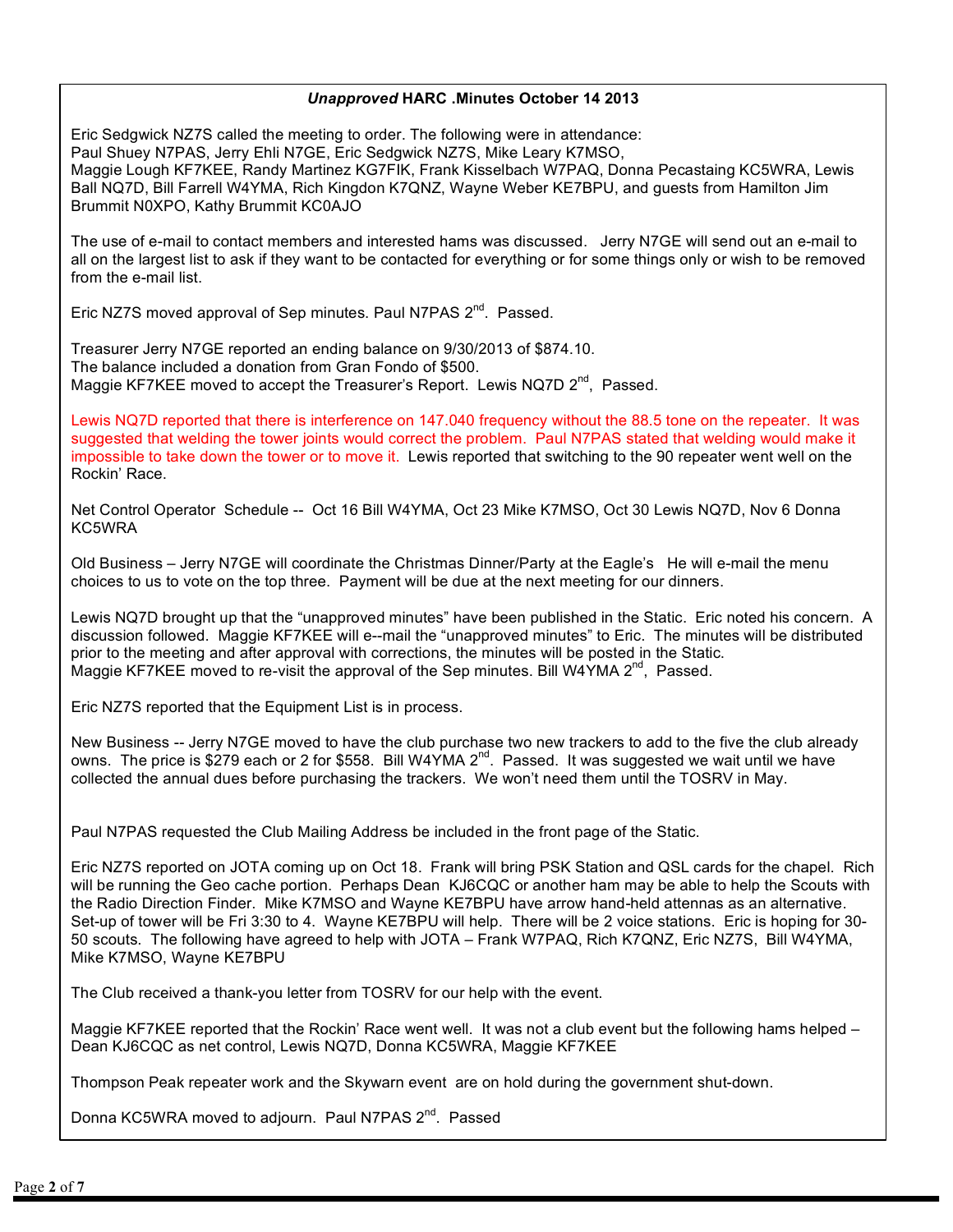***Unapproved* HARC .Minutes October 14 2013**

Eric Sedgwick NZ7S called the meeting to order. The following were in attendance:
Paul Shuey N7PAS, Jerry Ehli N7GE, Eric Sedgwick NZ7S, Mike Leary K7MSO,
Maggie Lough KF7KEE, Randy Martinez KG7FIK, Frank Kisselbach W7PAQ, Donna Pecastaing KC5WRA, Lewis Ball NQ7D, Bill Farrell W4YMA, Rich Kingdon K7QNZ, Wayne Weber KE7BPU, and guests from Hamilton Jim Brummit N0XPO, Kathy Brummit KC0AJO

The use of e-mail to contact members and interested hams was discussed. Jerry N7GE will send out an e-mail to all on the largest list to ask if they want to be contacted for everything or for some things only or wish to be removed from the e-mail list.

Eric NZ7S moved approval of Sep minutes. Paul N7PAS 2nd. Passed.

Treasurer Jerry N7GE reported an ending balance on 9/30/2013 of $874.10.
The balance included a donation from Gran Fondo of $500.
Maggie KF7KEE moved to accept the Treasurer's Report. Lewis NQ7D 2nd, Passed.

Lewis NQ7D reported that there is interference on 147.040 frequency without the 88.5 tone on the repeater. It was suggested that welding the tower joints would correct the problem. Paul N7PAS stated that welding would make it impossible to take down the tower or to move it. Lewis reported that switching to the 90 repeater went well on the Rockin' Race.

Net Control Operator Schedule -- Oct 16 Bill W4YMA, Oct 23 Mike K7MSO, Oct 30 Lewis NQ7D, Nov 6 Donna KC5WRA

Old Business – Jerry N7GE will coordinate the Christmas Dinner/Party at the Eagle's He will e-mail the menu choices to us to vote on the top three. Payment will be due at the next meeting for our dinners.

Lewis NQ7D brought up that the "unapproved minutes" have been published in the Static. Eric noted his concern. A discussion followed. Maggie KF7KEE will e--mail the "unapproved minutes" to Eric. The minutes will be distributed prior to the meeting and after approval with corrections, the minutes will be posted in the Static.
Maggie KF7KEE moved to re-visit the approval of the Sep minutes. Bill W4YMA 2nd, Passed.

Eric NZ7S reported that the Equipment List is in process.

New Business -- Jerry N7GE moved to have the club purchase two new trackers to add to the five the club already owns. The price is $279 each or 2 for $558. Bill W4YMA 2nd. Passed. It was suggested we wait until we have collected the annual dues before purchasing the trackers. We won't need them until the TOSRV in May.

Paul N7PAS requested the Club Mailing Address be included in the front page of the Static.

Eric NZ7S reported on JOTA coming up on Oct 18. Frank will bring PSK Station and QSL cards for the chapel. Rich will be running the Geo cache portion. Perhaps Dean KJ6CQC or another ham may be able to help the Scouts with the Radio Direction Finder. Mike K7MSO and Wayne KE7BPU have arrow hand-held attenas as an alternative. Set-up of tower will be Fri 3:30 to 4. Wayne KE7BPU will help. There will be 2 voice stations. Eric is hoping for 30-50 scouts. The following have agreed to help with JOTA – Frank W7PAQ, Rich K7QNZ, Eric NZ7S, Bill W4YMA, Mike K7MSO, Wayne KE7BPU

The Club received a thank-you letter from TOSRV for our help with the event.

Maggie KF7KEE reported that the Rockin' Race went well. It was not a club event but the following hams helped – Dean KJ6CQC as net control, Lewis NQ7D, Donna KC5WRA, Maggie KF7KEE

Thompson Peak repeater work and the Skywarn event are on hold during the government shut-down.

Donna KC5WRA moved to adjourn. Paul N7PAS 2nd. Passed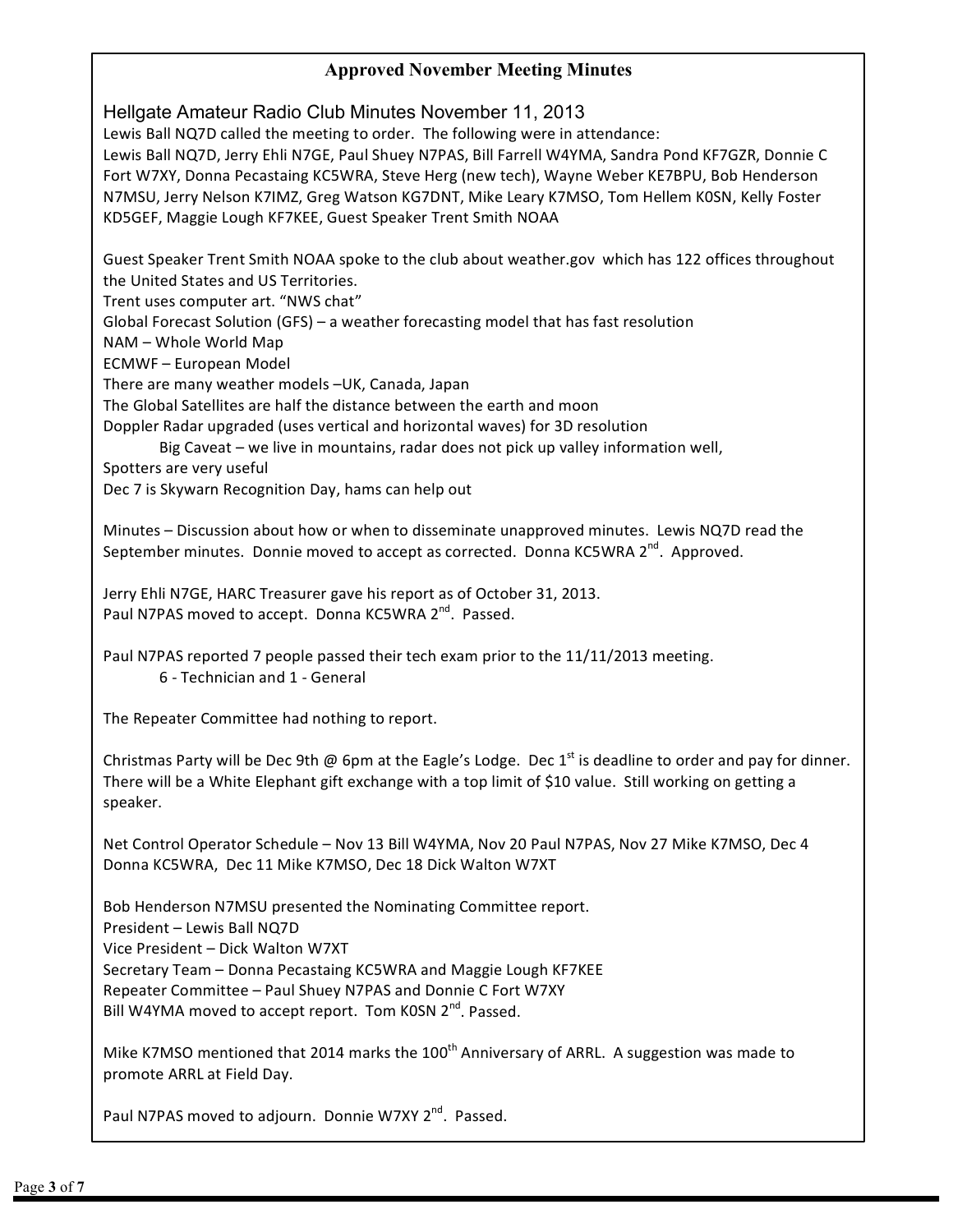## Approved November Meeting Minutes

### Hellgate Amateur Radio Club Minutes November 11, 2013

Lewis Ball NQ7D called the meeting to order. The following were in attendance:
Lewis Ball NQ7D, Jerry Ehli N7GE, Paul Shuey N7PAS, Bill Farrell W4YMA, Sandra Pond KF7GZR, Donnie C Fort W7XY, Donna Pecastaing KC5WRA, Steve Herg (new tech), Wayne Weber KE7BPU, Bob Henderson N7MSU, Jerry Nelson K7IMZ, Greg Watson KG7DNT, Mike Leary K7MSO, Tom Hellem K0SN, Kelly Foster KD5GEF, Maggie Lough KF7KEE, Guest Speaker Trent Smith NOAA

Guest Speaker Trent Smith NOAA spoke to the club about weather.gov which has 122 offices throughout the United States and US Territories.
Trent uses computer art. "NWS chat"
Global Forecast Solution (GFS) – a weather forecasting model that has fast resolution
NAM – Whole World Map
ECMWF – European Model
There are many weather models –UK, Canada, Japan
The Global Satellites are half the distance between the earth and moon
Doppler Radar upgraded (uses vertical and horizontal waves) for 3D resolution
    Big Caveat – we live in mountains, radar does not pick up valley information well,
Spotters are very useful
Dec 7 is Skywarn Recognition Day, hams can help out

Minutes – Discussion about how or when to disseminate unapproved minutes. Lewis NQ7D read the September minutes. Donnie moved to accept as corrected. Donna KC5WRA 2nd. Approved.

Jerry Ehli N7GE, HARC Treasurer gave his report as of October 31, 2013.
Paul N7PAS moved to accept. Donna KC5WRA 2nd. Passed.

Paul N7PAS reported 7 people passed their tech exam prior to the 11/11/2013 meeting.
    6 - Technician and 1 - General

The Repeater Committee had nothing to report.

Christmas Party will be Dec 9th @ 6pm at the Eagle's Lodge. Dec 1st is deadline to order and pay for dinner. There will be a White Elephant gift exchange with a top limit of $10 value. Still working on getting a speaker.

Net Control Operator Schedule – Nov 13 Bill W4YMA, Nov 20 Paul N7PAS, Nov 27 Mike K7MSO, Dec 4 Donna KC5WRA, Dec 11 Mike K7MSO, Dec 18 Dick Walton W7XT

Bob Henderson N7MSU presented the Nominating Committee report.
President – Lewis Ball NQ7D
Vice President – Dick Walton W7XT
Secretary Team – Donna Pecastaing KC5WRA and Maggie Lough KF7KEE
Repeater Committee – Paul Shuey N7PAS and Donnie C Fort W7XY
Bill W4YMA moved to accept report. Tom K0SN 2nd. Passed.

Mike K7MSO mentioned that 2014 marks the 100th Anniversary of ARRL. A suggestion was made to promote ARRL at Field Day.

Paul N7PAS moved to adjourn. Donnie W7XY 2nd. Passed.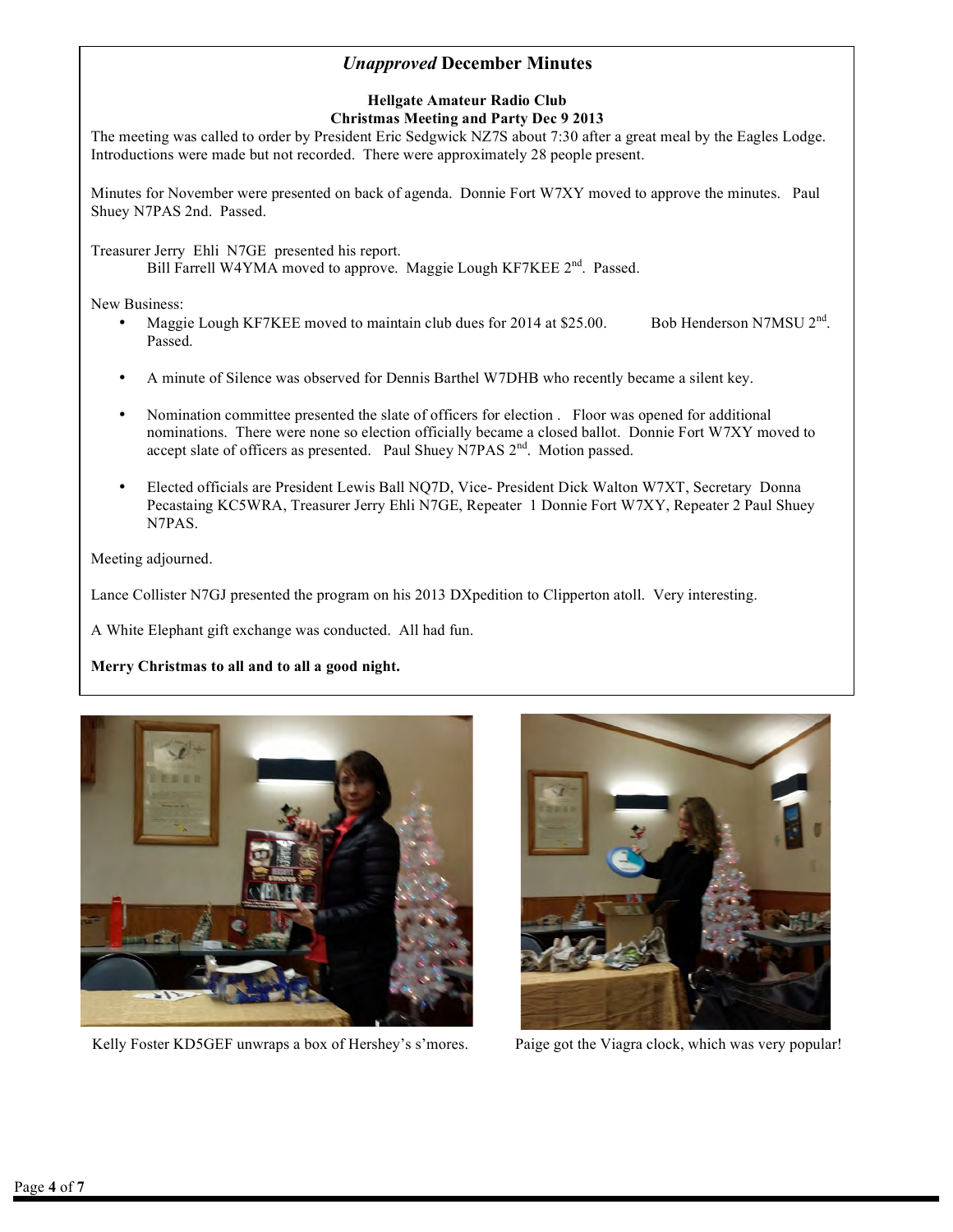## *Unapproved* December Minutes

**Hellgate Amateur Radio Club**
**Christmas Meeting and Party Dec 9 2013**

The meeting was called to order by President Eric Sedgwick NZ7S about 7:30 after a great meal by the Eagles Lodge. Introductions were made but not recorded. There were approximately 28 people present.

Minutes for November were presented on back of agenda. Donnie Fort W7XY moved to approve the minutes. Paul Shuey N7PAS 2nd. Passed.

Treasurer Jerry Ehli N7GE presented his report.
Bill Farrell W4YMA moved to approve. Maggie Lough KF7KEE 2nd. Passed.

New Business:

- Maggie Lough KF7KEE moved to maintain club dues for 2014 at $25.00. Bob Henderson N7MSU 2nd. Passed.
- A minute of Silence was observed for Dennis Barthel W7DHB who recently became a silent key.
- Nomination committee presented the slate of officers for election . Floor was opened for additional nominations. There were none so election officially became a closed ballot. Donnie Fort W7XY moved to accept slate of officers as presented. Paul Shuey N7PAS 2nd. Motion passed.
- Elected officials are President Lewis Ball NQ7D, Vice- President Dick Walton W7XT, Secretary Donna Pecastaing KC5WRA, Treasurer Jerry Ehli N7GE, Repeater 1 Donnie Fort W7XY, Repeater 2 Paul Shuey N7PAS.

Meeting adjourned.

Lance Collister N7GJ presented the program on his 2013 DXpedition to Clipperton atoll. Very interesting.

A White Elephant gift exchange was conducted. All had fun.

**Merry Christmas to all and to all a good night.**

Kelly Foster KD5GEF unwraps a box of Hershey's s'mores.

Paige got the Viagra clock, which was very popular!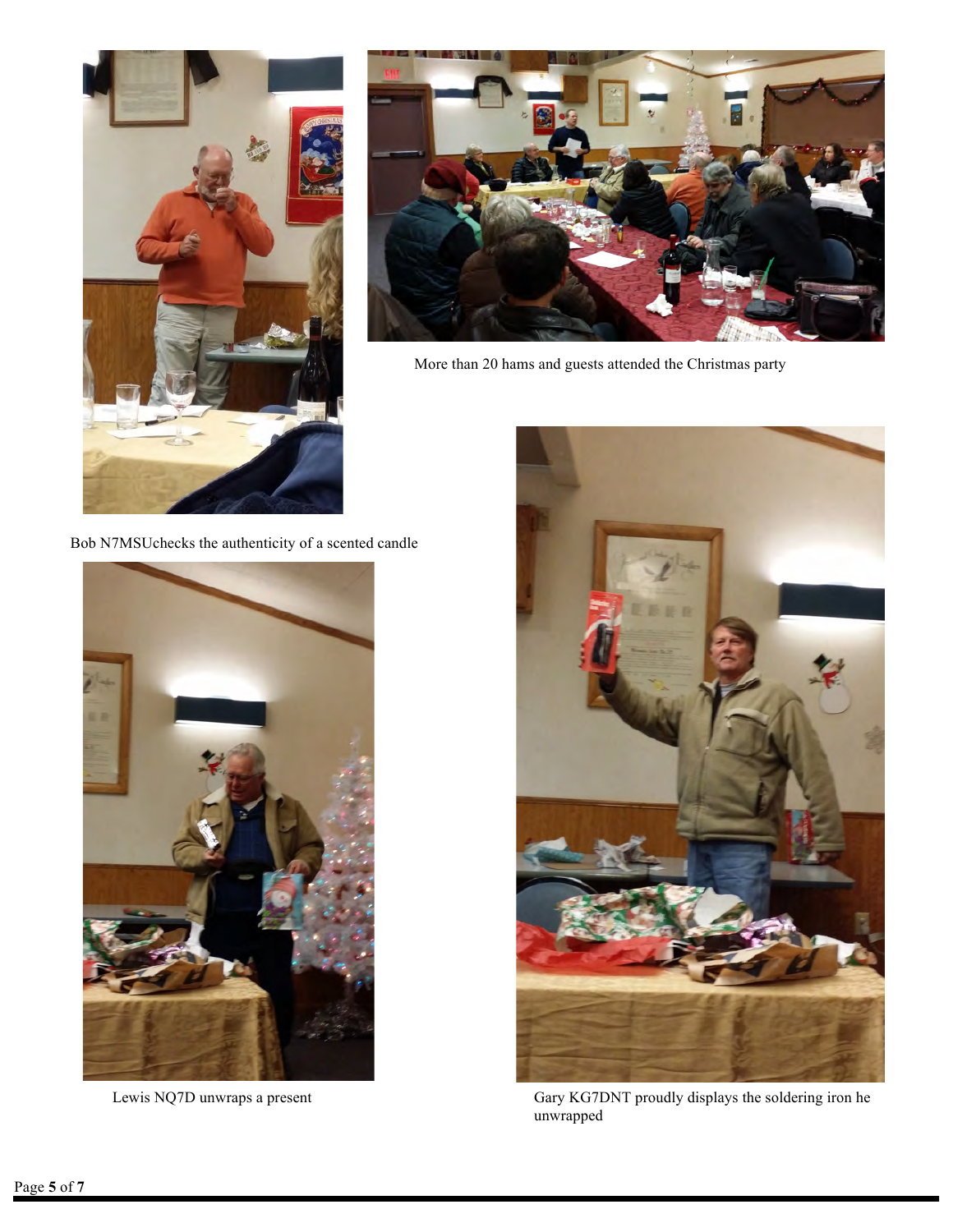More than 20 hams and guests attended the Christmas party

Bob N7MSUchecks the authenticity of a scented candle

Lewis NQ7D unwraps a present

Gary KG7DNT proudly displays the soldering iron he unwrapped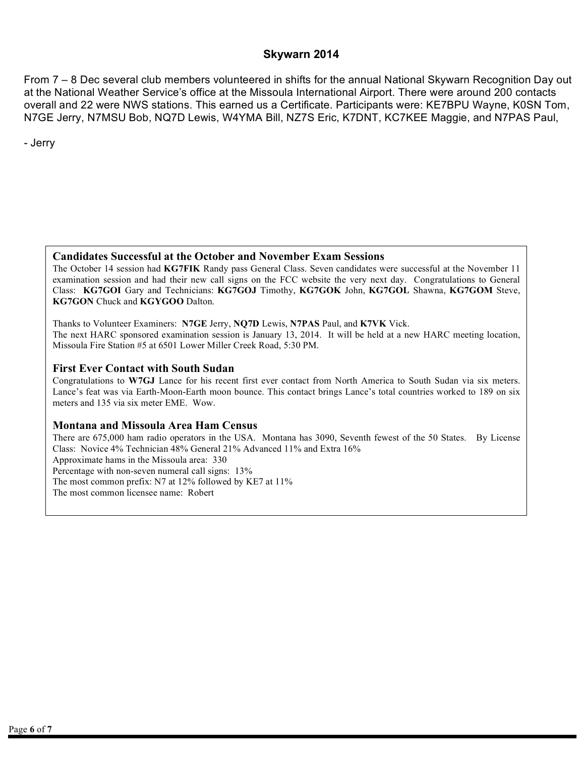## Skywarn 2014

From 7 – 8 Dec several club members volunteered in shifts for the annual National Skywarn Recognition Day out at the National Weather Service's office at the Missoula International Airport. There were around 200 contacts overall and 22 were NWS stations. This earned us a Certificate. Participants were: KE7BPU Wayne, K0SN Tom, N7GE Jerry, N7MSU Bob, NQ7D Lewis, W4YMA Bill, NZ7S Eric, K7DNT, KC7KEE Maggie, and N7PAS Paul,

- Jerry

### Candidates Successful at the October and November Exam Sessions

The October 14 session had **KG7FIK** Randy pass General Class. Seven candidates were successful at the November 11 examination session and had their new call signs on the FCC website the very next day. Congratulations to General Class: **KG7GOI** Gary and Technicians: **KG7GOJ** Timothy, **KG7GOK** John, **KG7GOL** Shawna, **KG7GOM** Steve, **KG7GON** Chuck and **KGYGOO** Dalton.

Thanks to Volunteer Examiners: **N7GE** Jerry, **NQ7D** Lewis, **N7PAS** Paul, and **K7VK** Vick.
The next HARC sponsored examination session is January 13, 2014. It will be held at a new HARC meeting location, Missoula Fire Station #5 at 6501 Lower Miller Creek Road, 5:30 PM.

### First Ever Contact with South Sudan

Congratulations to **W7GJ** Lance for his recent first ever contact from North America to South Sudan via six meters. Lance's feat was via Earth-Moon-Earth moon bounce. This contact brings Lance's total countries worked to 189 on six meters and 135 via six meter EME. Wow.

### Montana and Missoula Area Ham Census

There are 675,000 ham radio operators in the USA. Montana has 3090, Seventh fewest of the 50 States. By License Class: Novice 4% Technician 48% General 21% Advanced 11% and Extra 16%
Approximate hams in the Missoula area: 330
Percentage with non-seven numeral call signs: 13%
The most common prefix: N7 at 12% followed by KE7 at 11%
The most common licensee name: Robert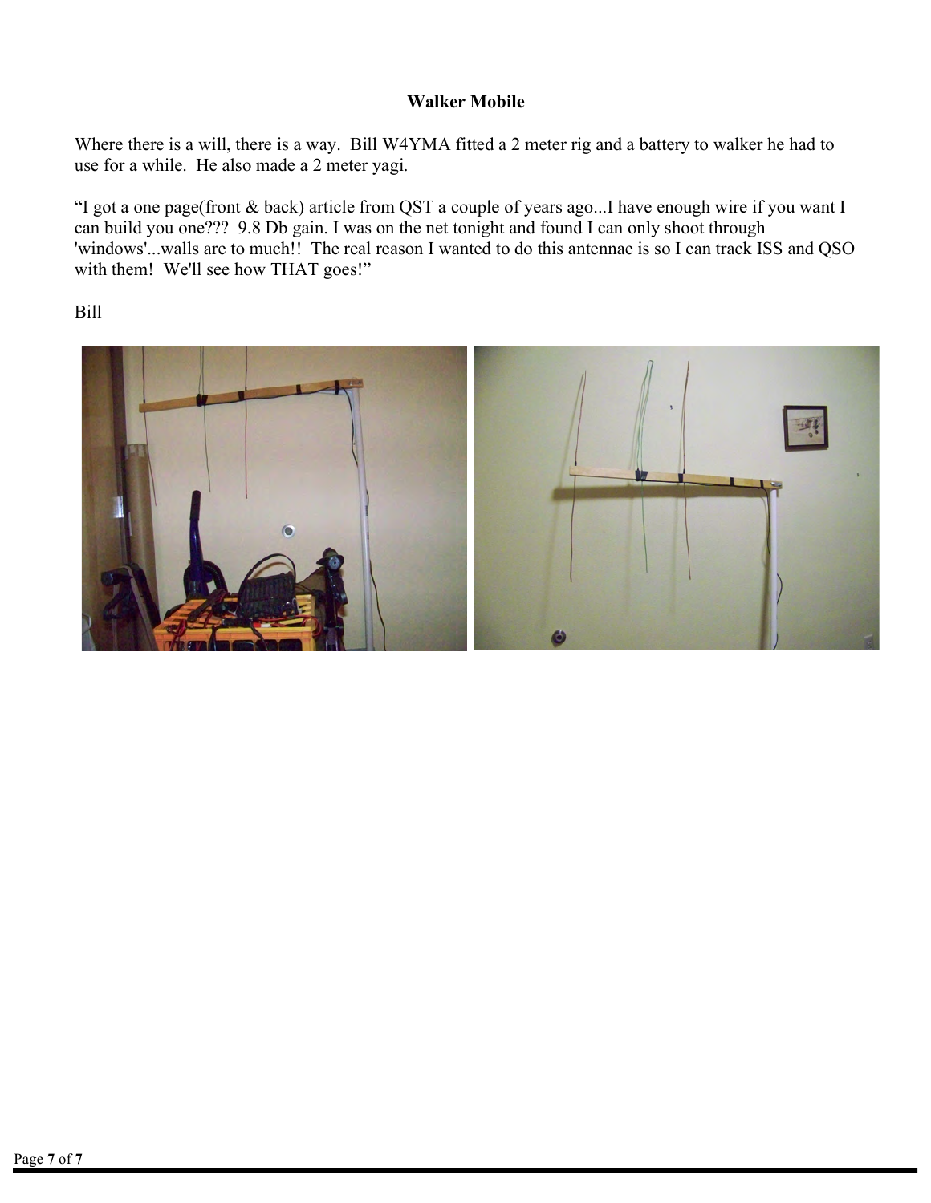## Walker Mobile

Where there is a will, there is a way. Bill W4YMA fitted a 2 meter rig and a battery to walker he had to use for a while. He also made a 2 meter yagi.

"I got a one page(front & back) article from QST a couple of years ago...I have enough wire if you want I can build you one??? 9.8 Db gain. I was on the net tonight and found I can only shoot through 'windows'...walls are to much!! The real reason I wanted to do this antennae is so I can track ISS and QSO with them! We'll see how THAT goes!"

Bill